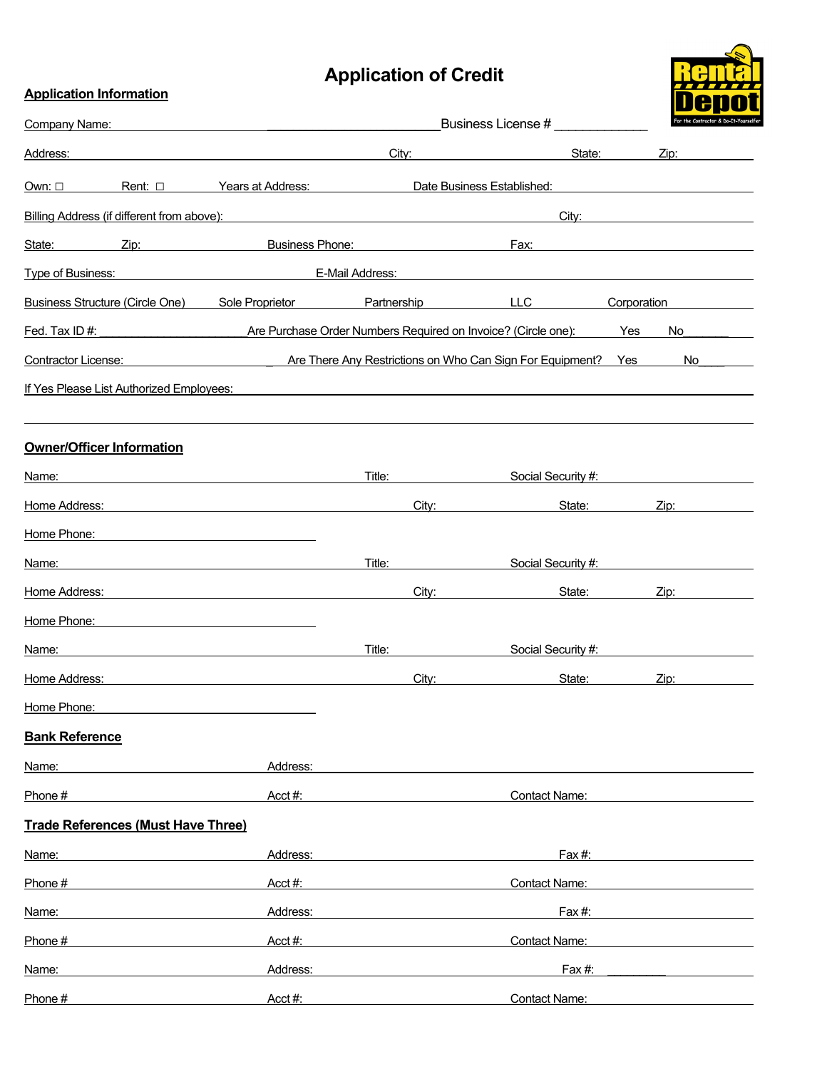# Application of Credit

Rental Depot
For the Contractor & Do-It-Yourselfer

## Application Information

Company Name: ________________________ Business License # ____________

Address: ____________________ City: ____________ State: ______ Zip: ________

Own: □ Rent: □ Years at Address: ____________ Date Business Established: ____________

Billing Address (if different from above): ____________________ City: ____________

State: ______ Zip: ______ Business Phone: ____________ Fax: ____________

Type of Business: ____________ E-Mail Address: ____________

Business Structure (Circle One) Sole Proprietor Partnership LLC Corporation

Fed. Tax ID #: ____________________ Are Purchase Order Numbers Required on Invoice? (Circle one): Yes No______

Contractor License: ____________ Are There Any Restrictions on Who Can Sign For Equipment? Yes No___

If Yes Please List Authorized Employees: ________________________________

________________________________

## Owner/Officer Information

Name: ____________________ Title: ____________ Social Security #: ____________

Home Address: ____________________ City: ____________ State: ______ Zip: ______

Home Phone: ____________

Name: ____________________ Title: ____________ Social Security #: ____________

Home Address: ____________________ City: ____________ State: ______ Zip: ______

Home Phone: ____________

Name: ____________________ Title: ____________ Social Security #: ____________

Home Address: ____________________ City: ____________ State: ______ Zip: ______

Home Phone: ____________

## Bank Reference

Name: ____________ Address: ____________________

Phone # ____________ Acct #: ____________ Contact Name: ____________

## Trade References (Must Have Three)

Name: ____________ Address: ____________ Fax #: ____________

Phone # ____________ Acct #: ____________ Contact Name: ____________

Name: ____________ Address: ____________ Fax #: ____________

Phone # ____________ Acct #: ____________ Contact Name: ____________

Name: ____________ Address: ____________ Fax #: ________

Phone # ____________ Acct #: ____________ Contact Name: ____________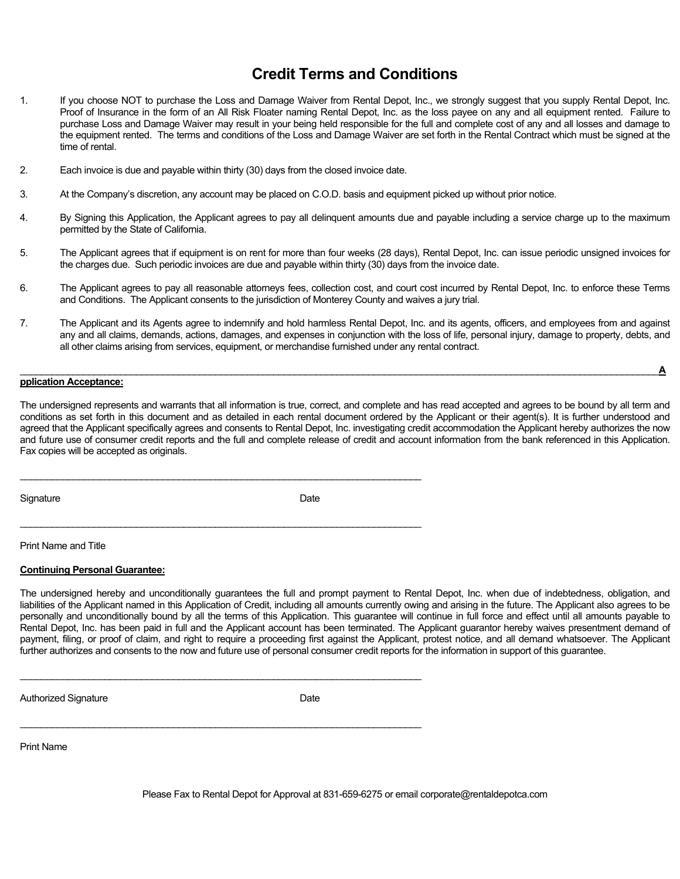# Credit Terms and Conditions

1. If you choose NOT to purchase the Loss and Damage Waiver from Rental Depot, Inc., we strongly suggest that you supply Rental Depot, Inc. Proof of Insurance in the form of an All Risk Floater naming Rental Depot, Inc. as the loss payee on any and all equipment rented. Failure to purchase Loss and Damage Waiver may result in your being held responsible for the full and complete cost of any and all losses and damage to the equipment rented. The terms and conditions of the Loss and Damage Waiver are set forth in the Rental Contract which must be signed at the time of rental.

2. Each invoice is due and payable within thirty (30) days from the closed invoice date.

3. At the Company's discretion, any account may be placed on C.O.D. basis and equipment picked up without prior notice.

4. By Signing this Application, the Applicant agrees to pay all delinquent amounts due and payable including a service charge up to the maximum permitted by the State of California.

5. The Applicant agrees that if equipment is on rent for more than four weeks (28 days), Rental Depot, Inc. can issue periodic unsigned invoices for the charges due. Such periodic invoices are due and payable within thirty (30) days from the invoice date.

6. The Applicant agrees to pay all reasonable attorneys fees, collection cost, and court cost incurred by Rental Depot, Inc. to enforce these Terms and Conditions. The Applicant consents to the jurisdiction of Monterey County and waives a jury trial.

7. The Applicant and its Agents agree to indemnify and hold harmless Rental Depot, Inc. and its agents, officers, and employees from and against any and all claims, demands, actions, damages, and expenses in conjunction with the loss of life, personal injury, damage to property, debts, and all other claims arising from services, equipment, or merchandise furnished under any rental contract.

---

**Application Acceptance:**

The undersigned represents and warrants that all information is true, correct, and complete and has read accepted and agrees to be bound by all term and conditions as set forth in this document and as detailed in each rental document ordered by the Applicant or their agent(s). It is further understood and agreed that the Applicant specifically agrees and consents to Rental Depot, Inc. investigating credit accommodation the Applicant hereby authorizes the now and future use of consumer credit reports and the full and complete release of credit and account information from the bank referenced in this Application. Fax copies will be accepted as originals.

___________________________________________________________________________

Signature Date

___________________________________________________________________________

Print Name and Title

**Continuing Personal Guarantee:**

The undersigned hereby and unconditionally guarantees the full and prompt payment to Rental Depot, Inc. when due of indebtedness, obligation, and liabilities of the Applicant named in this Application of Credit, including all amounts currently owing and arising in the future. The Applicant also agrees to be personally and unconditionally bound by all the terms of this Application. This guarantee will continue in full force and effect until all amounts payable to Rental Depot, Inc. has been paid in full and the Applicant account has been terminated. The Applicant guarantor hereby waives presentment demand of payment, filing, or proof of claim, and right to require a proceeding first against the Applicant, protest notice, and all demand whatsoever. The Applicant further authorizes and consents to the now and future use of personal consumer credit reports for the information in support of this guarantee.

___________________________________________________________________________

Authorized Signature Date

___________________________________________________________________________

Print Name

Please Fax to Rental Depot for Approval at 831-659-6275 or email corporate@rentaldepotca.com